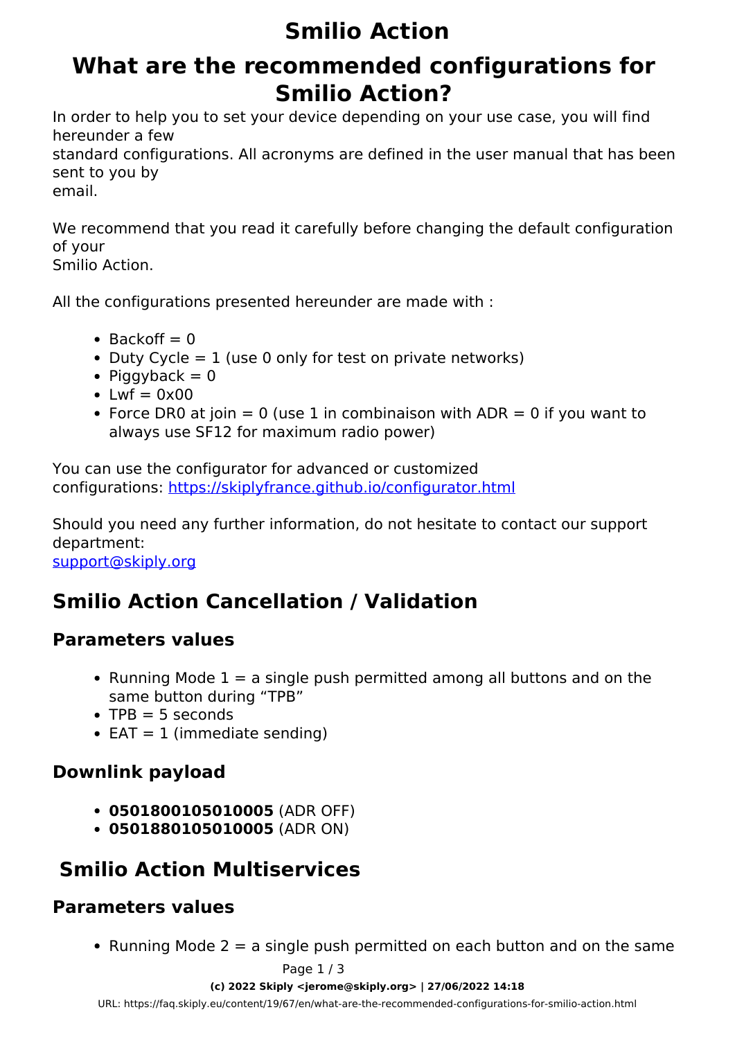# Smilio Action

# What are the recommended configurations for Smilio Action?

In order to help you to set your device depending on your use case, you will find hereunder a few standard configurations. All acronyms are defined in the user manual that has been sent to you by email.

We recommend that you read it carefully before changing the default configuration of your Smilio Action.

All the configurations presented hereunder are made with :

- Backoff = 0
- Duty Cycle = 1 (use 0 only for test on private networks)
- Piggyback = 0
- Lwf = 0x00
- Force DR0 at join = 0 (use 1 in combinaison with ADR = 0 if you want to always use SF12 for maximum radio power)

You can use the configurator for advanced or customized configurations: [https://skiplyfrance.github.io/configurator.html](https://skiplyfrance.github.io/configurator.html)

Should you need any further information, do not hesitate to contact our support department:
[support@skiply.org](mailto:support@skiply.org)

## Smilio Action Cancellation / Validation

### Parameters values

- Running Mode 1 = a single push permitted among all buttons and on the same button during "TPB"
- TPB = 5 seconds
- EAT = 1 (immediate sending)

### Downlink payload

- **0501800105010005** (ADR OFF)
- **0501880105010005** (ADR ON)

## Smilio Action Multiservices

### Parameters values

- Running Mode 2 = a single push permitted on each button and on the same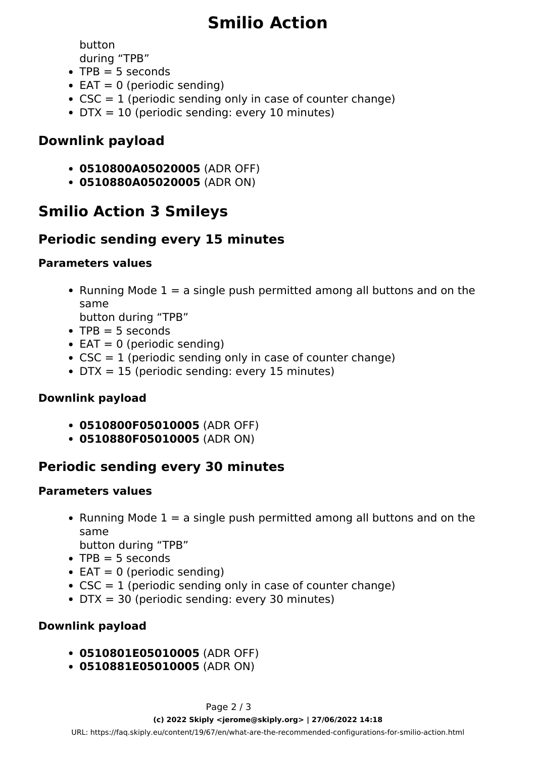button
during “TPB”
- TPB = 5 seconds
- EAT = 0 (periodic sending)
- CSC = 1 (periodic sending only in case of counter change)
- DTX = 10 (periodic sending: every 10 minutes)

### Downlink payload

- **0510800A05020005** (ADR OFF)
- **0510880A05020005** (ADR ON)

## Smilio Action 3 Smileys

### Periodic sending every 15 minutes

#### Parameters values

- Running Mode 1 = a single push permitted among all buttons and on the same
  button during “TPB”
- TPB = 5 seconds
- EAT = 0 (periodic sending)
- CSC = 1 (periodic sending only in case of counter change)
- DTX = 15 (periodic sending: every 15 minutes)

#### Downlink payload

- **0510800F05010005** (ADR OFF)
- **0510880F05010005** (ADR ON)

### Periodic sending every 30 minutes

#### Parameters values

- Running Mode 1 = a single push permitted among all buttons and on the same
  button during “TPB”
- TPB = 5 seconds
- EAT = 0 (periodic sending)
- CSC = 1 (periodic sending only in case of counter change)
- DTX = 30 (periodic sending: every 30 minutes)

#### Downlink payload

- **0510801E05010005** (ADR OFF)
- **0510881E05010005** (ADR ON)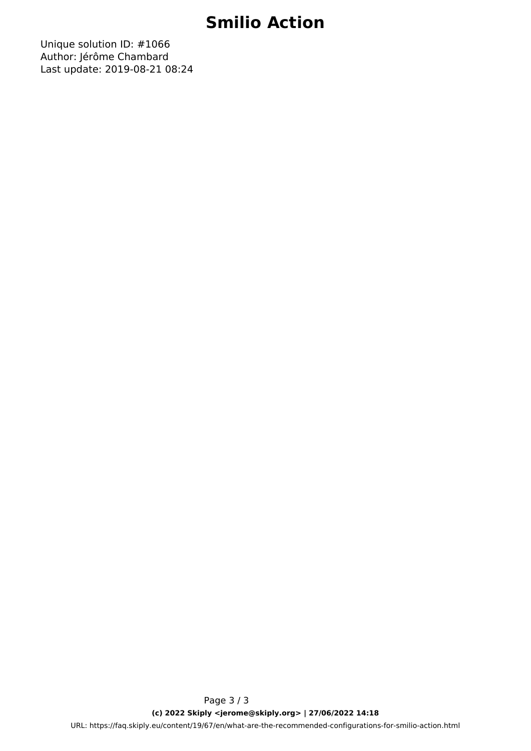Unique solution ID: #1066
Author: Jérôme Chambard
Last update: 2019-08-21 08:24